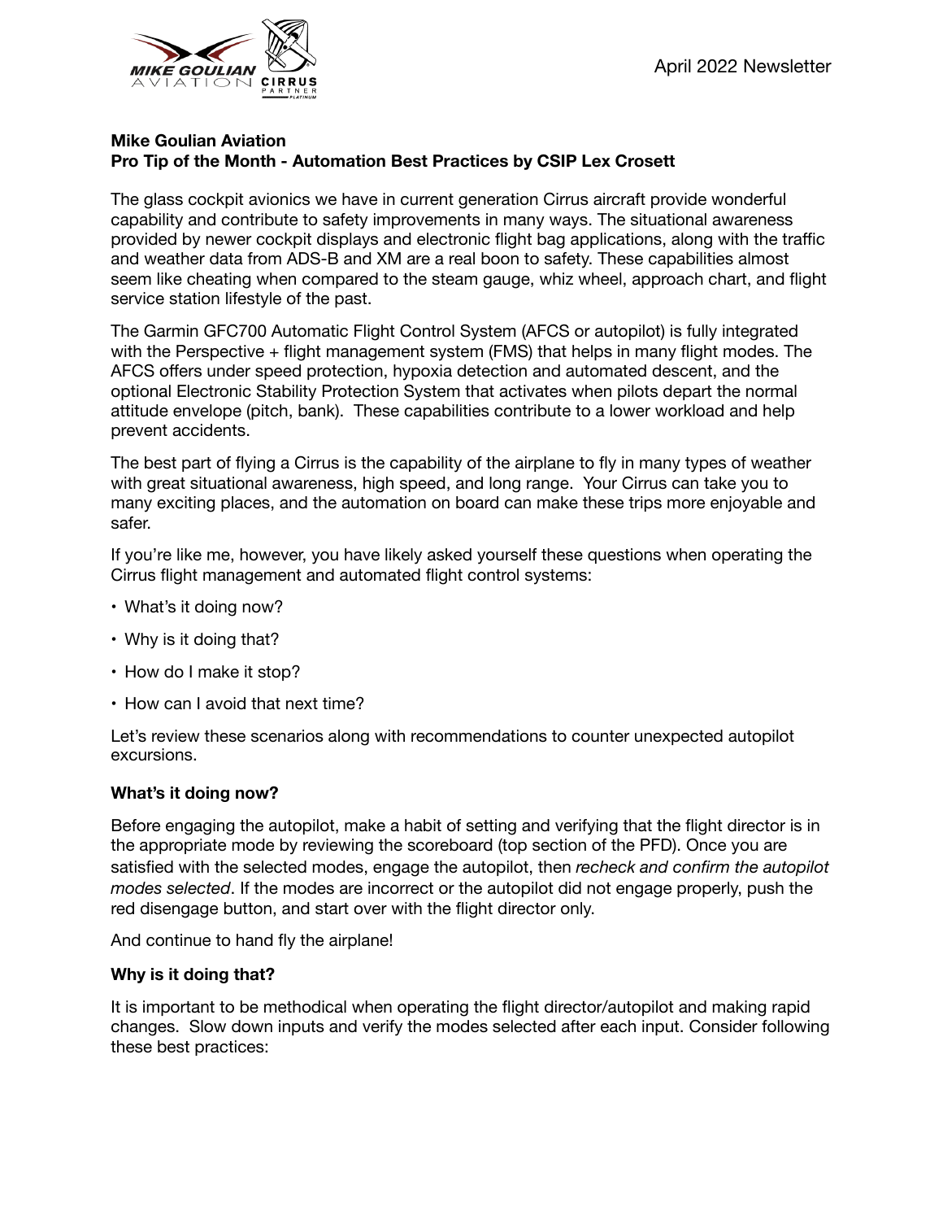April 2022 Newsletter

**Mike Goulian Aviation**
**Pro Tip of the Month - Automation Best Practices by CSIP Lex Crosett**

The glass cockpit avionics we have in current generation Cirrus aircraft provide wonderful capability and contribute to safety improvements in many ways. The situational awareness provided by newer cockpit displays and electronic flight bag applications, along with the traffic and weather data from ADS-B and XM are a real boon to safety. These capabilities almost seem like cheating when compared to the steam gauge, whiz wheel, approach chart, and flight service station lifestyle of the past.

The Garmin GFC700 Automatic Flight Control System (AFCS or autopilot) is fully integrated with the Perspective + flight management system (FMS) that helps in many flight modes. The AFCS offers under speed protection, hypoxia detection and automated descent, and the optional Electronic Stability Protection System that activates when pilots depart the normal attitude envelope (pitch, bank). These capabilities contribute to a lower workload and help prevent accidents.

The best part of flying a Cirrus is the capability of the airplane to fly in many types of weather with great situational awareness, high speed, and long range. Your Cirrus can take you to many exciting places, and the automation on board can make these trips more enjoyable and safer.

If you're like me, however, you have likely asked yourself these questions when operating the Cirrus flight management and automated flight control systems:

- What's it doing now?
- Why is it doing that?
- How do I make it stop?
- How can I avoid that next time?

Let's review these scenarios along with recommendations to counter unexpected autopilot excursions.

**What's it doing now?**

Before engaging the autopilot, make a habit of setting and verifying that the flight director is in the appropriate mode by reviewing the scoreboard (top section of the PFD). Once you are satisfied with the selected modes, engage the autopilot, then *recheck and confirm the autopilot modes selected*. If the modes are incorrect or the autopilot did not engage properly, push the red disengage button, and start over with the flight director only.

And continue to hand fly the airplane!

**Why is it doing that?**

It is important to be methodical when operating the flight director/autopilot and making rapid changes. Slow down inputs and verify the modes selected after each input. Consider following these best practices: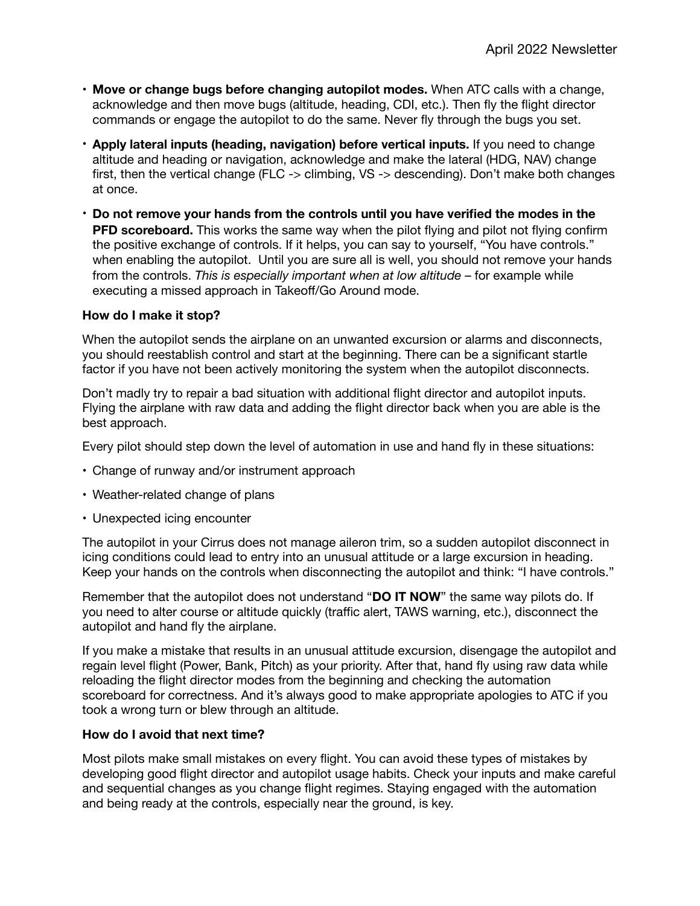- **Move or change bugs before changing autopilot modes.** When ATC calls with a change, acknowledge and then move bugs (altitude, heading, CDI, etc.). Then fly the flight director commands or engage the autopilot to do the same. Never fly through the bugs you set.
- **Apply lateral inputs (heading, navigation) before vertical inputs.** If you need to change altitude and heading or navigation, acknowledge and make the lateral (HDG, NAV) change first, then the vertical change (FLC -> climbing, VS -> descending). Don't make both changes at once.
- **Do not remove your hands from the controls until you have verified the modes in the PFD scoreboard.** This works the same way when the pilot flying and pilot not flying confirm the positive exchange of controls. If it helps, you can say to yourself, "You have controls." when enabling the autopilot. Until you are sure all is well, you should not remove your hands from the controls. *This is especially important when at low altitude* – for example while executing a missed approach in Takeoff/Go Around mode.

**How do I make it stop?**

When the autopilot sends the airplane on an unwanted excursion or alarms and disconnects, you should reestablish control and start at the beginning. There can be a significant startle factor if you have not been actively monitoring the system when the autopilot disconnects.

Don't madly try to repair a bad situation with additional flight director and autopilot inputs. Flying the airplane with raw data and adding the flight director back when you are able is the best approach.

Every pilot should step down the level of automation in use and hand fly in these situations:

- Change of runway and/or instrument approach
- Weather-related change of plans
- Unexpected icing encounter

The autopilot in your Cirrus does not manage aileron trim, so a sudden autopilot disconnect in icing conditions could lead to entry into an unusual attitude or a large excursion in heading. Keep your hands on the controls when disconnecting the autopilot and think: "I have controls."

Remember that the autopilot does not understand "**DO IT NOW**" the same way pilots do. If you need to alter course or altitude quickly (traffic alert, TAWS warning, etc.), disconnect the autopilot and hand fly the airplane.

If you make a mistake that results in an unusual attitude excursion, disengage the autopilot and regain level flight (Power, Bank, Pitch) as your priority. After that, hand fly using raw data while reloading the flight director modes from the beginning and checking the automation scoreboard for correctness. And it's always good to make appropriate apologies to ATC if you took a wrong turn or blew through an altitude.

**How do I avoid that next time?**

Most pilots make small mistakes on every flight. You can avoid these types of mistakes by developing good flight director and autopilot usage habits. Check your inputs and make careful and sequential changes as you change flight regimes. Staying engaged with the automation and being ready at the controls, especially near the ground, is key.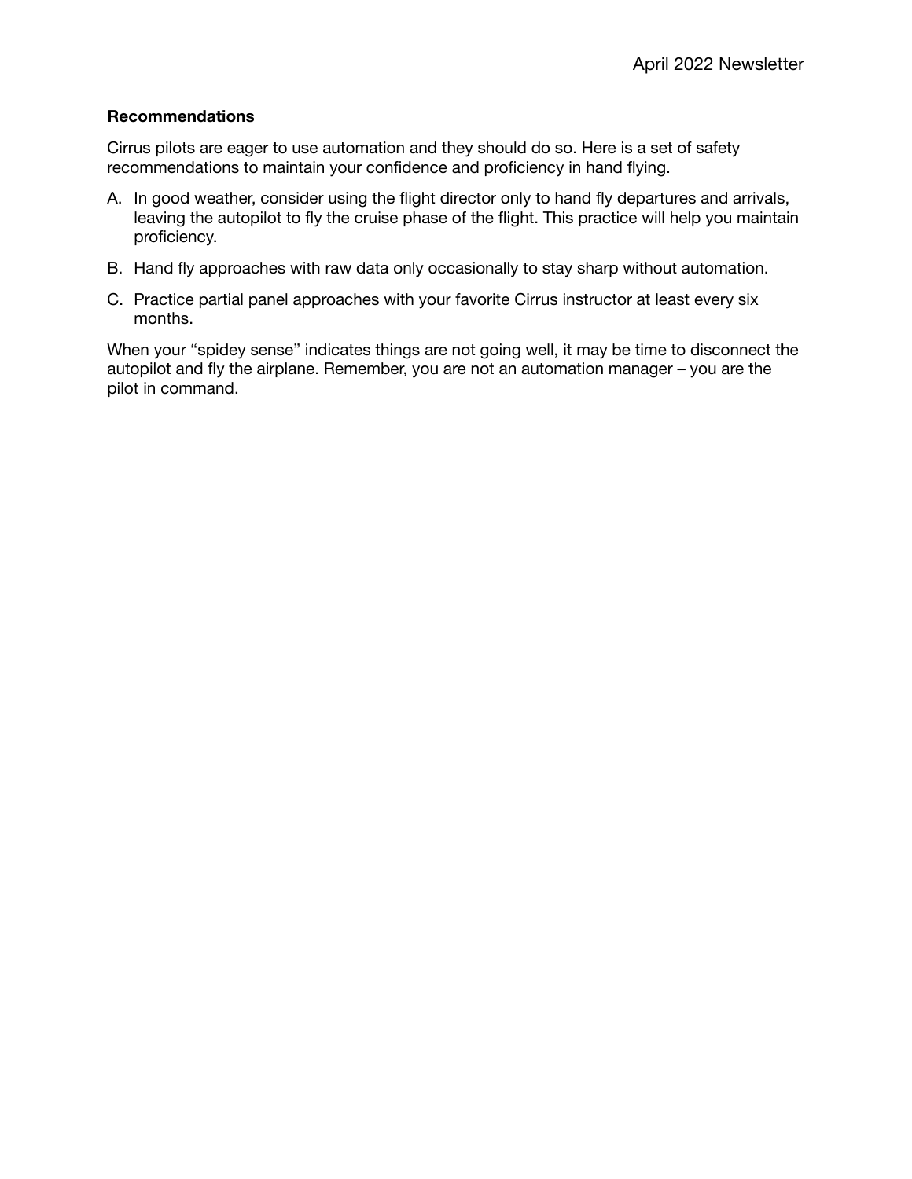**Recommendations**

Cirrus pilots are eager to use automation and they should do so. Here is a set of safety recommendations to maintain your confidence and proficiency in hand flying.

A. In good weather, consider using the flight director only to hand fly departures and arrivals, leaving the autopilot to fly the cruise phase of the flight. This practice will help you maintain proficiency.

B. Hand fly approaches with raw data only occasionally to stay sharp without automation.

C. Practice partial panel approaches with your favorite Cirrus instructor at least every six months.

When your "spidey sense" indicates things are not going well, it may be time to disconnect the autopilot and fly the airplane. Remember, you are not an automation manager – you are the pilot in command.